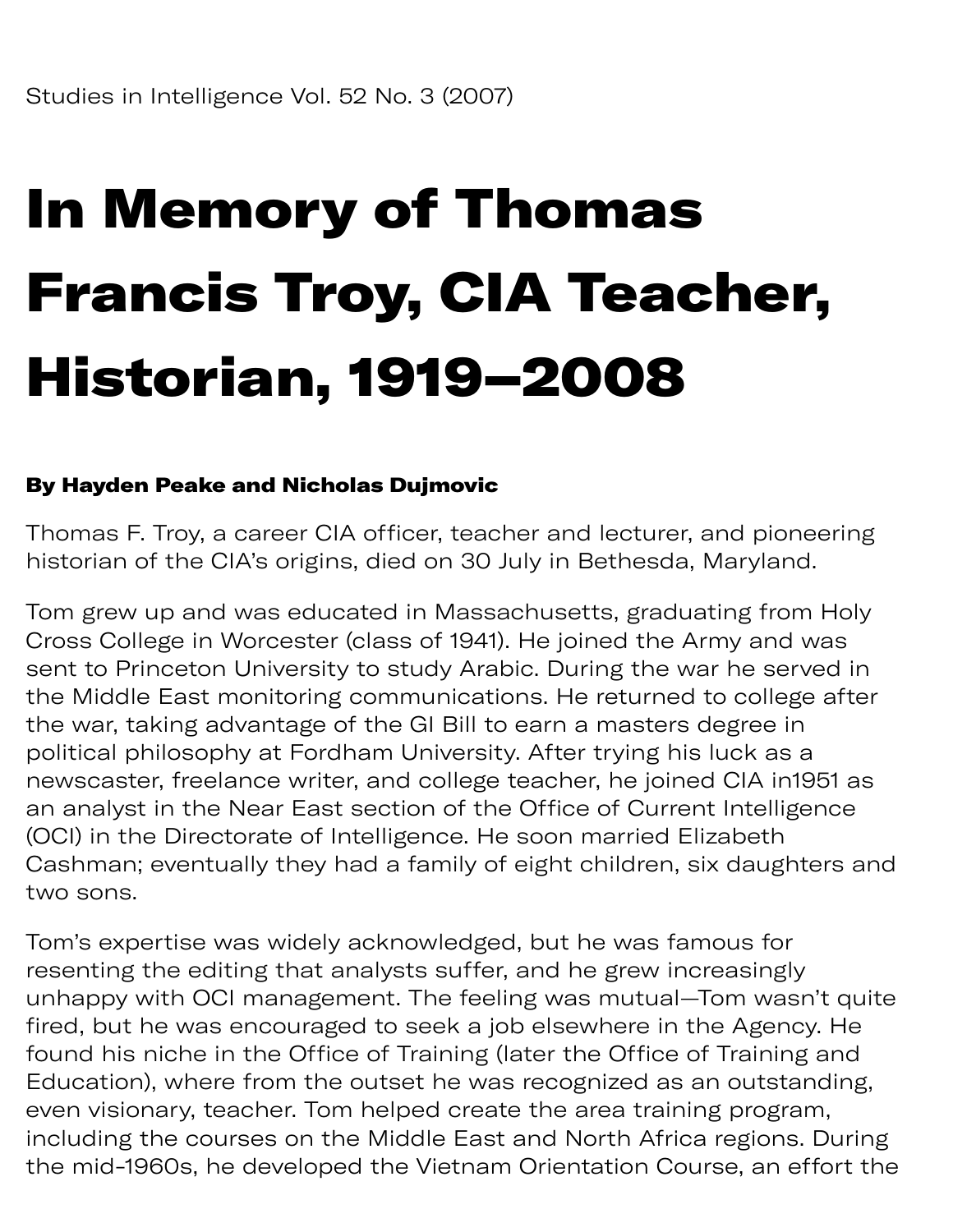Studies in Intelligence Vol. 52 No. 3 (2007)

# In Memory of Thomas Francis Troy, CIA Teacher, Historian, 1919–2008

**By Hayden Peake and Nicholas Dujmovic**

Thomas F. Troy, a career CIA officer, teacher and lecturer, and pioneering historian of the CIA's origins, died on 30 July in Bethesda, Maryland.

Tom grew up and was educated in Massachusetts, graduating from Holy Cross College in Worcester (class of 1941). He joined the Army and was sent to Princeton University to study Arabic. During the war he served in the Middle East monitoring communications. He returned to college after the war, taking advantage of the GI Bill to earn a masters degree in political philosophy at Fordham University. After trying his luck as a newscaster, freelance writer, and college teacher, he joined CIA in1951 as an analyst in the Near East section of the Office of Current Intelligence (OCI) in the Directorate of Intelligence. He soon married Elizabeth Cashman; eventually they had a family of eight children, six daughters and two sons.

Tom's expertise was widely acknowledged, but he was famous for resenting the editing that analysts suffer, and he grew increasingly unhappy with OCI management. The feeling was mutual—Tom wasn't quite fired, but he was encouraged to seek a job elsewhere in the Agency. He found his niche in the Office of Training (later the Office of Training and Education), where from the outset he was recognized as an outstanding, even visionary, teacher. Tom helped create the area training program, including the courses on the Middle East and North Africa regions. During the mid-1960s, he developed the Vietnam Orientation Course, an effort the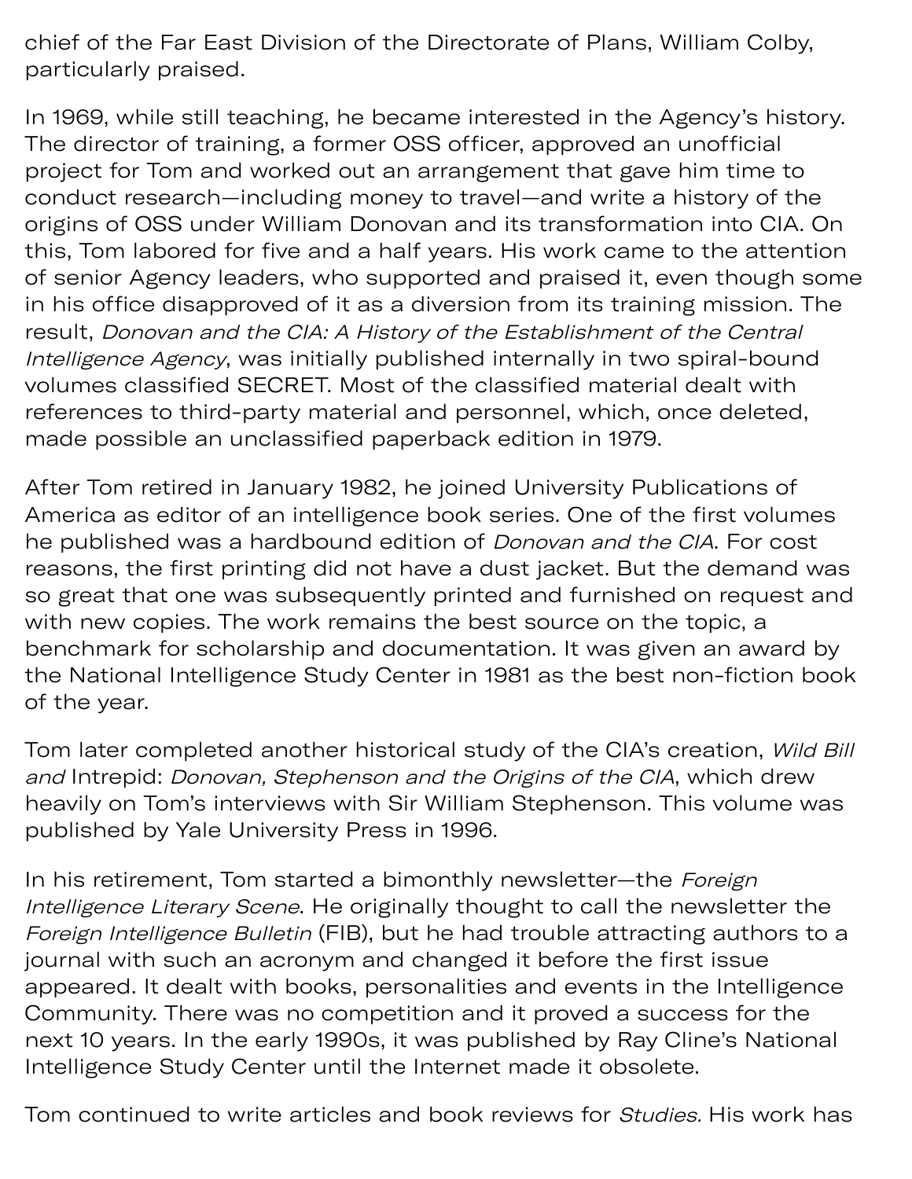chief of the Far East Division of the Directorate of Plans, William Colby, particularly praised.

In 1969, while still teaching, he became interested in the Agency's history. The director of training, a former OSS officer, approved an unofficial project for Tom and worked out an arrangement that gave him time to conduct research—including money to travel—and write a history of the origins of OSS under William Donovan and its transformation into CIA. On this, Tom labored for five and a half years. His work came to the attention of senior Agency leaders, who supported and praised it, even though some in his office disapproved of it as a diversion from its training mission. The result, *Donovan and the CIA: A History of the Establishment of the Central Intelligence Agency*, was initially published internally in two spiral-bound volumes classified SECRET. Most of the classified material dealt with references to third-party material and personnel, which, once deleted, made possible an unclassified paperback edition in 1979.

After Tom retired in January 1982, he joined University Publications of America as editor of an intelligence book series. One of the first volumes he published was a hardbound edition of *Donovan and the CIA*. For cost reasons, the first printing did not have a dust jacket. But the demand was so great that one was subsequently printed and furnished on request and with new copies. The work remains the best source on the topic, a benchmark for scholarship and documentation. It was given an award by the National Intelligence Study Center in 1981 as the best non-fiction book of the year.

Tom later completed another historical study of the CIA's creation, *Wild Bill and* Intrepid: *Donovan, Stephenson and the Origins of the CIA*, which drew heavily on Tom's interviews with Sir William Stephenson. This volume was published by Yale University Press in 1996.

In his retirement, Tom started a bimonthly newsletter—the *Foreign Intelligence Literary Scene*. He originally thought to call the newsletter the *Foreign Intelligence Bulletin* (FIB), but he had trouble attracting authors to a journal with such an acronym and changed it before the first issue appeared. It dealt with books, personalities and events in the Intelligence Community. There was no competition and it proved a success for the next 10 years. In the early 1990s, it was published by Ray Cline's National Intelligence Study Center until the Internet made it obsolete.

Tom continued to write articles and book reviews for *Studies.* His work has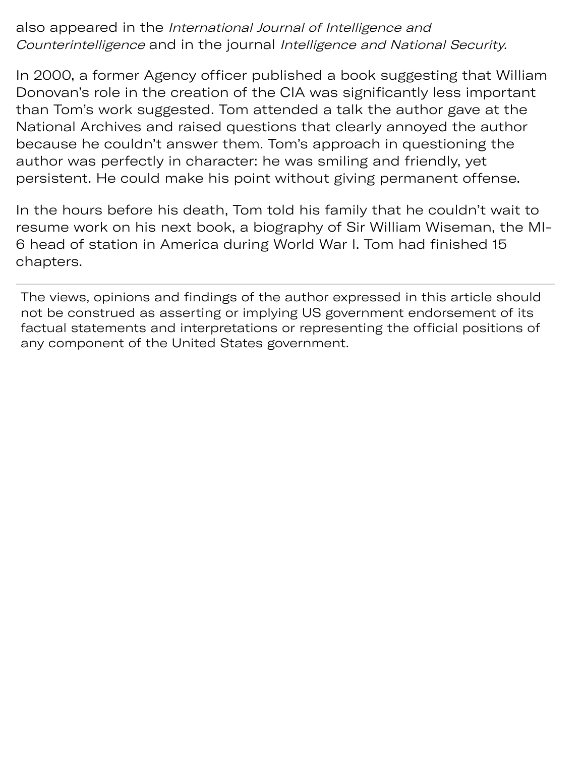also appeared in the *International Journal of Intelligence and Counterintelligence* and in the journal *Intelligence and National Security.*

In 2000, a former Agency officer published a book suggesting that William Donovan's role in the creation of the CIA was significantly less important than Tom's work suggested. Tom attended a talk the author gave at the National Archives and raised questions that clearly annoyed the author because he couldn't answer them. Tom's approach in questioning the author was perfectly in character: he was smiling and friendly, yet persistent. He could make his point without giving permanent offense.

In the hours before his death, Tom told his family that he couldn't wait to resume work on his next book, a biography of Sir William Wiseman, the MI-6 head of station in America during World War I. Tom had finished 15 chapters.

---

The views, opinions and findings of the author expressed in this article should not be construed as asserting or implying US government endorsement of its factual statements and interpretations or representing the official positions of any component of the United States government.